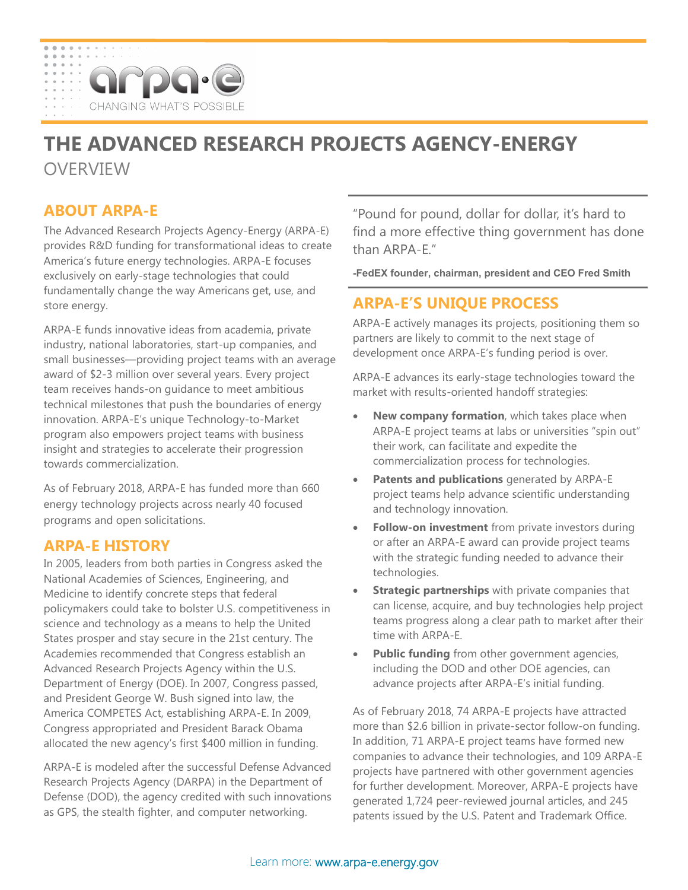arpa·e

CHANGING WHAT'S POSSIBLE

# THE ADVANCED RESEARCH PROJECTS AGENCY-ENERGY

OVERVIEW

## ABOUT ARPA-E

The Advanced Research Projects Agency-Energy (ARPA-E) provides R&D funding for transformational ideas to create America's future energy technologies. ARPA-E focuses exclusively on early-stage technologies that could fundamentally change the way Americans get, use, and store energy.

ARPA-E funds innovative ideas from academia, private industry, national laboratories, start-up companies, and small businesses—providing project teams with an average award of $2-3 million over several years. Every project team receives hands-on guidance to meet ambitious technical milestones that push the boundaries of energy innovation. ARPA-E's unique Technology-to-Market program also empowers project teams with business insight and strategies to accelerate their progression towards commercialization.

As of February 2018, ARPA-E has funded more than 660 energy technology projects across nearly 40 focused programs and open solicitations.

## ARPA-E HISTORY

In 2005, leaders from both parties in Congress asked the National Academies of Sciences, Engineering, and Medicine to identify concrete steps that federal policymakers could take to bolster U.S. competitiveness in science and technology as a means to help the United States prosper and stay secure in the 21st century. The Academies recommended that Congress establish an Advanced Research Projects Agency within the U.S. Department of Energy (DOE). In 2007, Congress passed, and President George W. Bush signed into law, the America COMPETES Act, establishing ARPA-E. In 2009, Congress appropriated and President Barack Obama allocated the new agency's first $400 million in funding.

ARPA-E is modeled after the successful Defense Advanced Research Projects Agency (DARPA) in the Department of Defense (DOD), the agency credited with such innovations as GPS, the stealth fighter, and computer networking.

> "Pound for pound, dollar for dollar, it's hard to find a more effective thing government has done than ARPA-E."
>
> **-FedEX founder, chairman, president and CEO Fred Smith**

## ARPA-E'S UNIQUE PROCESS

ARPA-E actively manages its projects, positioning them so partners are likely to commit to the next stage of development once ARPA-E's funding period is over.

ARPA-E advances its early-stage technologies toward the market with results-oriented handoff strategies:

- **New company formation**, which takes place when ARPA-E project teams at labs or universities "spin out" their work, can facilitate and expedite the commercialization process for technologies.
- **Patents and publications** generated by ARPA-E project teams help advance scientific understanding and technology innovation.
- **Follow-on investment** from private investors during or after an ARPA-E award can provide project teams with the strategic funding needed to advance their technologies.
- **Strategic partnerships** with private companies that can license, acquire, and buy technologies help project teams progress along a clear path to market after their time with ARPA-E.
- **Public funding** from other government agencies, including the DOD and other DOE agencies, can advance projects after ARPA-E's initial funding.

As of February 2018, 74 ARPA-E projects have attracted more than $2.6 billion in private-sector follow-on funding. In addition, 71 ARPA-E project teams have formed new companies to advance their technologies, and 109 ARPA-E projects have partnered with other government agencies for further development. Moreover, ARPA-E projects have generated 1,724 peer-reviewed journal articles, and 245 patents issued by the U.S. Patent and Trademark Office.

Learn more: www.arpa-e.energy.gov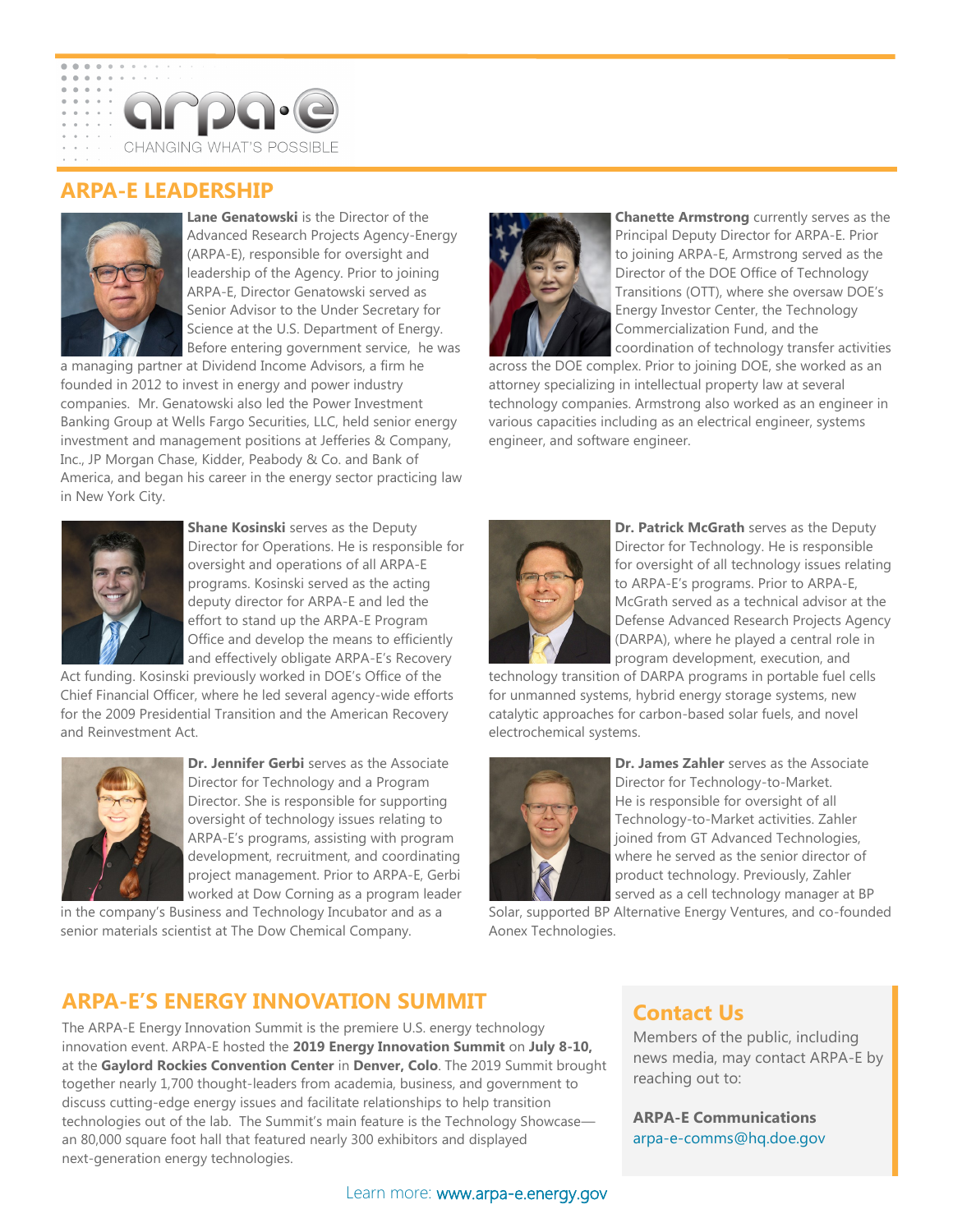arpa·e

CHANGING WHAT'S POSSIBLE

## ARPA-E LEADERSHIP

**Lane Genatowski** is the Director of the Advanced Research Projects Agency-Energy (ARPA-E), responsible for oversight and leadership of the Agency. Prior to joining ARPA-E, Director Genatowski served as Senior Advisor to the Under Secretary for Science at the U.S. Department of Energy. Before entering government service, he was a managing partner at Dividend Income Advisors, a firm he founded in 2012 to invest in energy and power industry companies. Mr. Genatowski also led the Power Investment Banking Group at Wells Fargo Securities, LLC, held senior energy investment and management positions at Jefferies & Company, Inc., JP Morgan Chase, Kidder, Peabody & Co. and Bank of America, and began his career in the energy sector practicing law in New York City.

**Chanette Armstrong** currently serves as the Principal Deputy Director for ARPA-E. Prior to joining ARPA-E, Armstrong served as the Director of the DOE Office of Technology Transitions (OTT), where she oversaw DOE's Energy Investor Center, the Technology Commercialization Fund, and the coordination of technology transfer activities across the DOE complex. Prior to joining DOE, she worked as an attorney specializing in intellectual property law at several technology companies. Armstrong also worked as an engineer in various capacities including as an electrical engineer, systems engineer, and software engineer.

**Shane Kosinski** serves as the Deputy Director for Operations. He is responsible for oversight and operations of all ARPA-E programs. Kosinski served as the acting deputy director for ARPA-E and led the effort to stand up the ARPA-E Program Office and develop the means to efficiently and effectively obligate ARPA-E's Recovery Act funding. Kosinski previously worked in DOE's Office of the Chief Financial Officer, where he led several agency-wide efforts for the 2009 Presidential Transition and the American Recovery and Reinvestment Act.

**Dr. Patrick McGrath** serves as the Deputy Director for Technology. He is responsible for oversight of all technology issues relating to ARPA-E's programs. Prior to ARPA-E, McGrath served as a technical advisor at the Defense Advanced Research Projects Agency (DARPA), where he played a central role in program development, execution, and technology transition of DARPA programs in portable fuel cells for unmanned systems, hybrid energy storage systems, new catalytic approaches for carbon-based solar fuels, and novel electrochemical systems.

**Dr. Jennifer Gerbi** serves as the Associate Director for Technology and a Program Director. She is responsible for supporting oversight of technology issues relating to ARPA-E's programs, assisting with program development, recruitment, and coordinating project management. Prior to ARPA-E, Gerbi worked at Dow Corning as a program leader in the company's Business and Technology Incubator and as a senior materials scientist at The Dow Chemical Company.

**Dr. James Zahler** serves as the Associate Director for Technology-to-Market. He is responsible for oversight of all Technology-to-Market activities. Zahler joined from GT Advanced Technologies, where he served as the senior director of product technology. Previously, Zahler served as a cell technology manager at BP Solar, supported BP Alternative Energy Ventures, and co-founded Aonex Technologies.

## ARPA-E'S ENERGY INNOVATION SUMMIT

The ARPA-E Energy Innovation Summit is the premiere U.S. energy technology innovation event. ARPA-E hosted the **2019 Energy Innovation Summit** on **July 8-10,** at the **Gaylord Rockies Convention Center** in **Denver, Colo**. The 2019 Summit brought together nearly 1,700 thought-leaders from academia, business, and government to discuss cutting-edge energy issues and facilitate relationships to help transition technologies out of the lab. The Summit's main feature is the Technology Showcase—an 80,000 square foot hall that featured nearly 300 exhibitors and displayed next-generation energy technologies.

## Contact Us

Members of the public, including news media, may contact ARPA-E by reaching out to:

**ARPA-E Communications**
arpa-e-comms@hq.doe.gov

Learn more: www.arpa-e.energy.gov